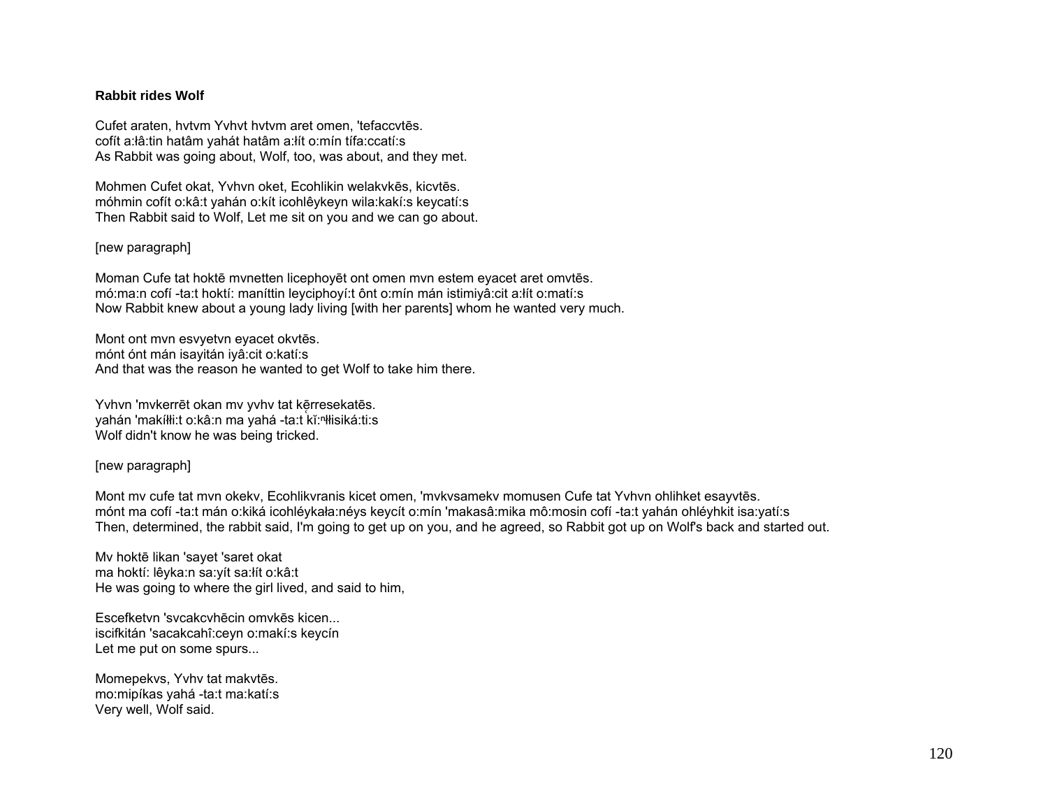**Rabbit rides Wolf**

Cufet araten, hvtvm Yvhvt hvtvm aret omen, 'tefaccvtēs.
cofít a:łâ:tin hatâm yahát hatâm a:łít o:mín tífa:ccatí:s
As Rabbit was going about, Wolf, too, was about, and they met.

Mohmen Cufet okat, Yvhvn oket, Ecohlikin welakvkēs, kicvtēs.
móhmin cofít o:kâ:t yahán o:kít icohlêykeyn wila:kakí:s keycatí:s
Then Rabbit said to Wolf, Let me sit on you and we can go about.

[new paragraph]

Moman Cufe tat hoktē mvnetten licephoyēt ont omen mvn estem eyacet aret omvtēs.
mó:ma:n cofí -ta:t hoktí: maníttin leyciphoyí:t ônt o:mín mán istimiyâ:cit a:łít o:matí:s
Now Rabbit knew about a young lady living [with her parents] whom he wanted very much.

Mont ont mvn esvyetvn eyacet okvtēs.
mónt ónt mán isayitán iyâ:cit o:katí:s
And that was the reason he wanted to get Wolf to take him there.

Yvhvn 'mvkerrēt okan mv yvhv tat kę̄rresekatēs.
yahán 'makíłłi:t o:kâ:n ma yahá -ta:t kĭ:ⁿłłisiká:ti:s
Wolf didn't know he was being tricked.

[new paragraph]

Mont mv cufe tat mvn okekv, Ecohlikvranis kicet omen, 'mvkvsamekv momusen Cufe tat Yvhvn ohlihket esayvtēs.
mónt ma cofí -ta:t mán o:kiká icohléykała:néys keycít o:mín 'makasâ:mika mô:mosin cofí -ta:t yahán ohléyhkit isa:yatí:s
Then, determined, the rabbit said, I'm going to get up on you, and he agreed, so Rabbit got up on Wolf's back and started out.

Mv hoktē likan 'sayet 'saret okat
ma hoktí: lêyka:n sa:yít sa:łít o:kâ:t
He was going to where the girl lived, and said to him,

Escefketvn 'svcakcvhēcin omvkēs kicen...
iscifkitán 'sacakcahî:ceyn o:makí:s keycín
Let me put on some spurs...

Momepekvs, Yvhv tat makvtēs.
mo:mipíkas yahá -ta:t ma:katí:s
Very well, Wolf said.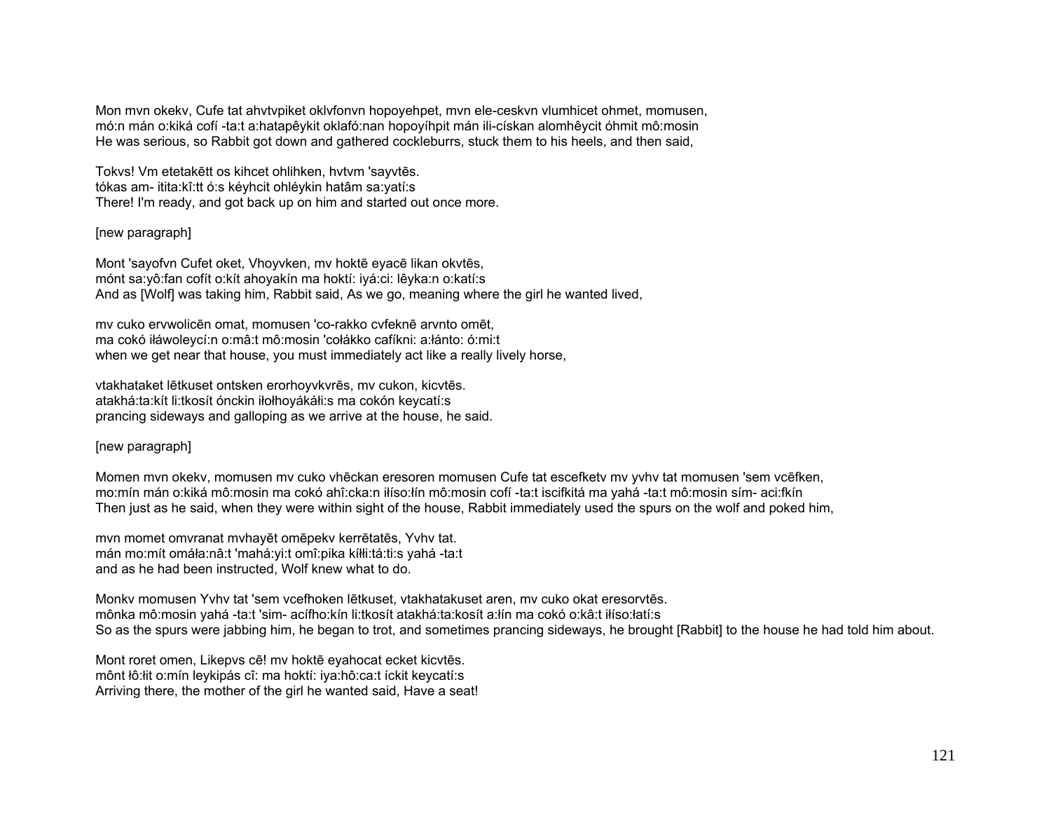Mon mvn okekv, Cufe tat ahvtvpiket oklvfonvn hopoyehpet, mvn ele-ceskvn vlumhicet ohmet, momusen,
mó:n mán o:kiká cofí -ta:t a:hatapêykit oklafó:nan hopoyíhpit mán ili-cískan alomhêycit óhmit mô:mosin
He was serious, so Rabbit got down and gathered cockleburrs, stuck them to his heels, and then said,

Tokvs! Vm etetakētt os kihcet ohlihken, hvtvm 'sayvtēs.
tókas am- itita:kî:tt ó:s kéyhcit ohléykin hatâm sa:yatí:s
There! I'm ready, and got back up on him and started out once more.

[new paragraph]

Mont 'sayofvn Cufet oket, Vhoyvken, mv hoktē eyacē likan okvtēs,
mónt sa:yô:fan cofít o:kít ahoyakín ma hoktí: iyá:ci: lêyka:n o:katí:s
And as [Wolf] was taking him, Rabbit said, As we go, meaning where the girl he wanted lived,

mv cuko ervwolicēn omat, momusen 'co-rakko cvfeknē arvnto omēt,
ma cokó iłáwoleycí:n o:mâ:t mô:mosin 'cołákko cafíkni: a:łánto: ó:mi:t
when we get near that house, you must immediately act like a really lively horse,

vtakhataket lētkuset ontsken erorhoyvkvrēs, mv cukon, kicvtēs.
atakhá:ta:kít li:tkosít ónckin iłołhoyákáłi:s ma cokón keycatí:s
prancing sideways and galloping as we arrive at the house, he said.

[new paragraph]

Momen mvn okekv, momusen mv cuko vhēckan eresoren momusen Cufe tat escefketv mv yvhv tat momusen 'sem vcēfken,
mo:mín mán o:kiká mô:mosin ma cokó ahî:cka:n iłíso:łín mô:mosin cofí -ta:t iscifkitá ma yahá -ta:t mô:mosin sím- aci:fkín
Then just as he said, when they were within sight of the house, Rabbit immediately used the spurs on the wolf and poked him,

mvn momet omvranat mvhayēt omēpekv kerrētatēs, Yvhv tat.
mán mo:mít omáła:nâ:t 'mahá:yi:t omî:pika kíłłi:tá:ti:s yahá -ta:t
and as he had been instructed, Wolf knew what to do.

Monkv momusen Yvhv tat 'sem vcefhoken lētkuset, vtakhatakuset aren, mv cuko okat eresorvtēs.
mônka mô:mosin yahá -ta:t 'sim- acífho:kín li:tkosít atakhá:ta:kosít a:łín ma cokó o:kâ:t iłíso:łatí:s
So as the spurs were jabbing him, he began to trot, and sometimes prancing sideways, he brought [Rabbit] to the house he had told him about.

Mont roret omen, Likepvs cē! mv hoktē eyahocat ecket kicvtēs.
mônt łô:łit o:mín leykipás cî: ma hoktí: iya:hô:ca:t íckit keycatí:s
Arriving there, the mother of the girl he wanted said, Have a seat!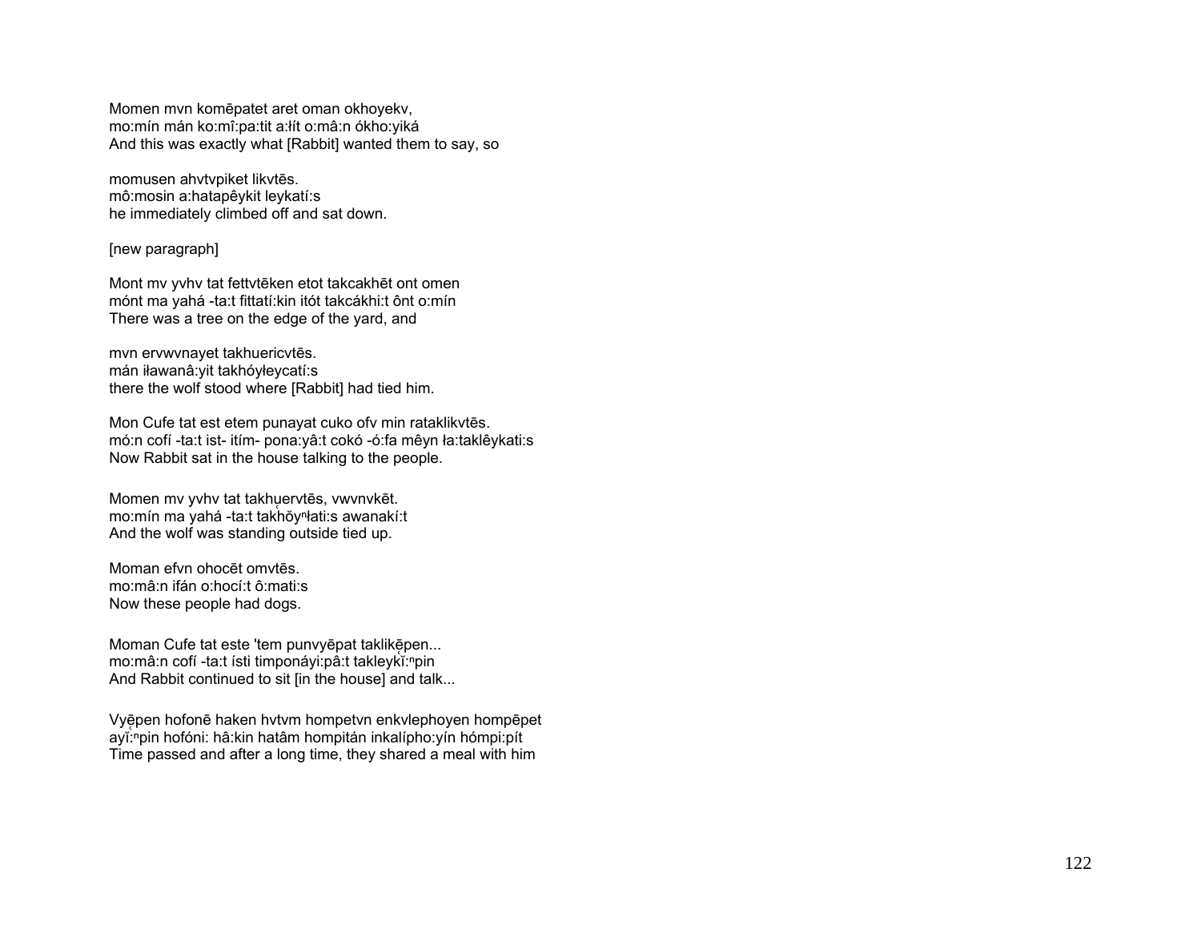Momen mvn komēpatet aret oman okhoyekv,
mo:mín mán ko:mî:pa:tit a:łít o:mâ:n ókho:yiká
And this was exactly what [Rabbit] wanted them to say, so

momusen ahvtvpiket likvtēs.
mô:mosin a:hatapêykit leykatí:s
he immediately climbed off and sat down.

[new paragraph]

Mont mv yvhv tat fettvtēken etot takcakhēt ont omen
mónt ma yahá -ta:t fittatí:kin itót takcákhi:t ônt o:mín
There was a tree on the edge of the yard, and

mvn ervwvnayet takhuericvtēs.
mán iławanâ:yit takhóyłeycatí:s
there the wolf stood where [Rabbit] had tied him.

Mon Cufe tat est etem punayat cuko ofv min rataklikvtēs.
mó:n cofí -ta:t ist- itím- pona:yâ:t cokó -ó:fa mêyn ła:taklêykati:s
Now Rabbit sat in the house talking to the people.

Momen mv yvhv tat takhu̹ervtēs, vwvnvkēt.
mo:mín ma yahá -ta:t takhŏy$^{n}$łati:s awanakí:t
And the wolf was standing outside tied up.

Moman efvn ohocēt omvtēs.
mo:mâ:n ifán o:hocí:t ô:mati:s
Now these people had dogs.

Moman Cufe tat este 'tem punvyēpat taklikē̜pen...
mo:mâ:n cofí -ta:t ísti timponáyi:pâ:t takleykĭ̜:$^{n}$pin
And Rabbit continued to sit [in the house] and talk...

Vyē̜pen hofonē haken hvtvm hompetvn enkvlephoyen hompēpet
ayĭ̜:$^{n}$pin hofóni: hâ:kin hatâm hompitán inkalípho:yín hómpi:pít
Time passed and after a long time, they shared a meal with him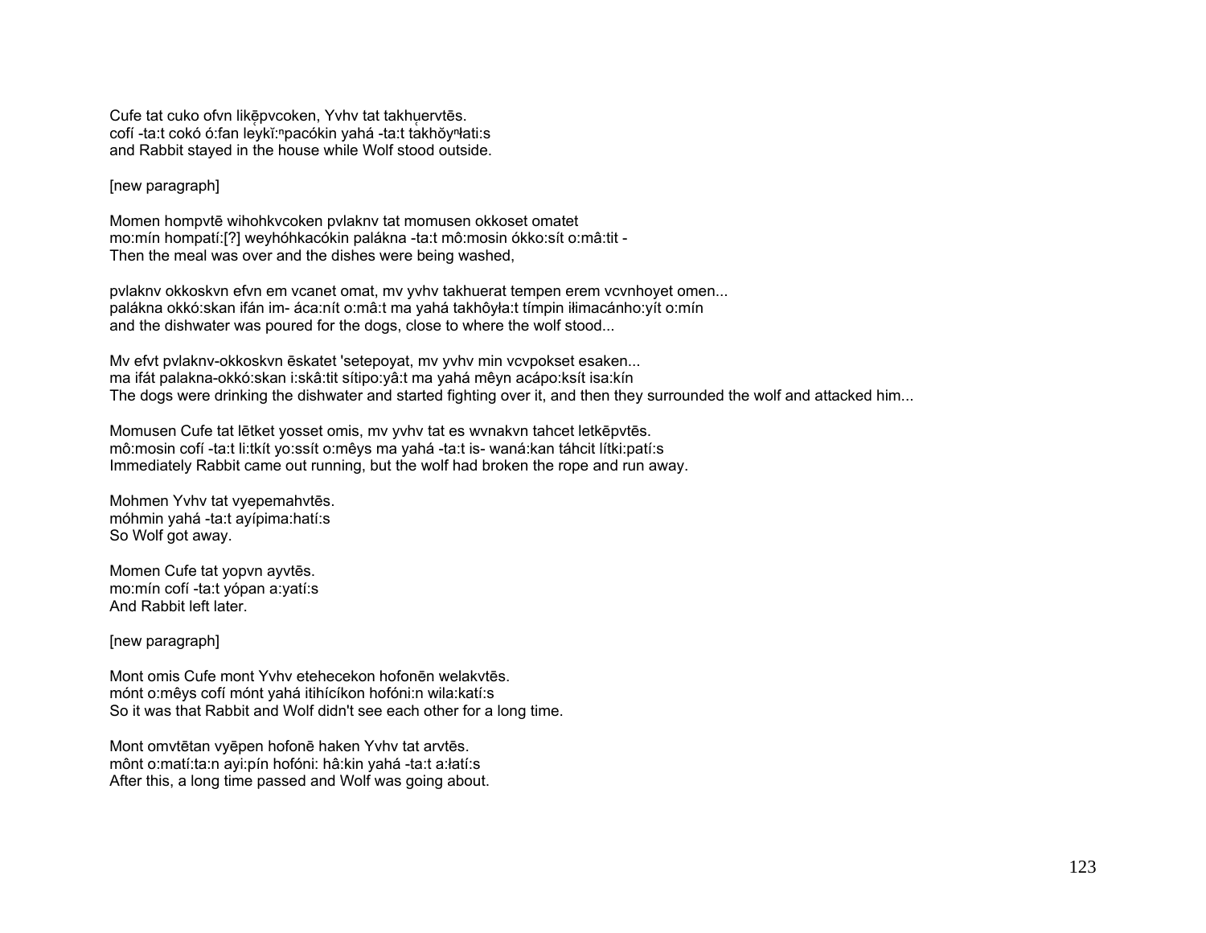Cufe tat cuko ofvn likẹ̄pvcoken, Yvhv tat takhụervtēs.
cofí -ta:t cokó ó:fan leykĭ:$^{n}$pacókin yahá -ta:t takhŏy$^{n}$łati:s
and Rabbit stayed in the house while Wolf stood outside.

[new paragraph]

Momen hompvtē wihohkvcoken pvlaknv tat momusen okkoset omatet
mo:mín hompatí:[?] weyhóhkacókin palákna -ta:t mô:mosin ókko:sít o:mâ:tit -
Then the meal was over and the dishes were being washed,

pvlaknv okkoskvn efvn em vcanet omat, mv yvhv takhuerat tempen erem vcvnhoyet omen...
palákna okkó:skan ifán im- áca:nít o:mâ:t ma yahá takhôyła:t tímpin iłimacánho:yít o:mín
and the dishwater was poured for the dogs, close to where the wolf stood...

Mv efvt pvlaknv-okkoskvn ēskatet 'setepoyat, mv yvhv min vcvpokset esaken...
ma ifát palakna-okkó:skan i:skâ:tit sítipo:yâ:t ma yahá mêyn acápo:ksít isa:kín
The dogs were drinking the dishwater and started fighting over it, and then they surrounded the wolf and attacked him...

Momusen Cufe tat lētket yosset omis, mv yvhv tat es wvnakvn tahcet letkēpvtēs.
mô:mosin cofí -ta:t li:tkít yo:ssít o:mêys ma yahá -ta:t is- waná:kan táhcit lítki:patí:s
Immediately Rabbit came out running, but the wolf had broken the rope and run away.

Mohmen Yvhv tat vyepemahvtēs.
móhmin yahá -ta:t ayípima:hatí:s
So Wolf got away.

Momen Cufe tat yopvn ayvtēs.
mo:mín cofí -ta:t yópan a:yatí:s
And Rabbit left later.

[new paragraph]

Mont omis Cufe mont Yvhv etehecekon hofonēn welakvtēs.
mónt o:mêys cofí mónt yahá itihícíkon hofóni:n wila:katí:s
So it was that Rabbit and Wolf didn't see each other for a long time.

Mont omvtētan vyēpen hofonē haken Yvhv tat arvtēs.
mônt o:matí:ta:n ayi:pín hofóni: hâ:kin yahá -ta:t a:łatí:s
After this, a long time passed and Wolf was going about.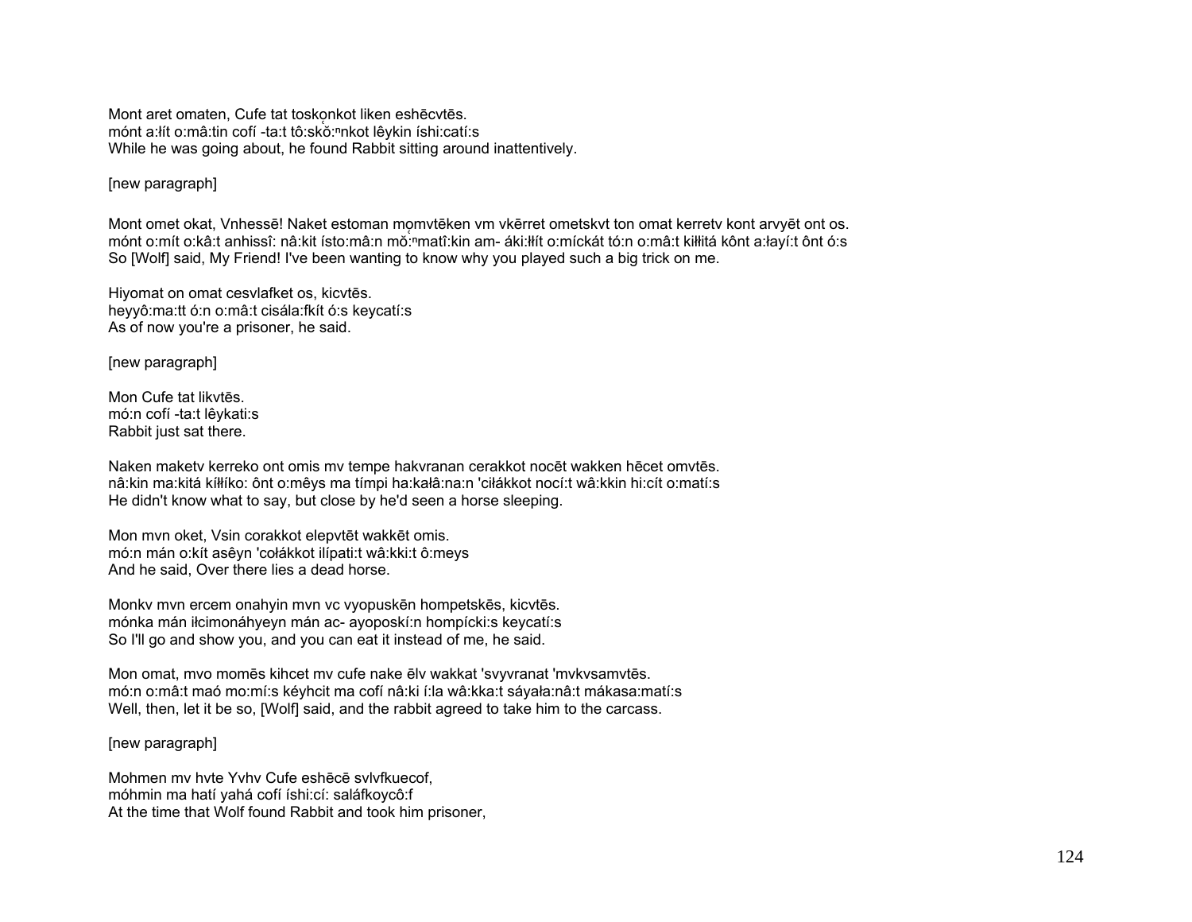Mont aret omaten, Cufe tat toskọnkot liken eshēcvtēs.
mónt a:łít o:mâ:tin cofí -ta:t tô:skǒ:ⁿnkot lêykin íshi:catí:s
While he was going about, he found Rabbit sitting around inattentively.

[new paragraph]

Mont omet okat, Vnhessē! Naket estoman mọmvtēken vm vkērret ometskvt ton omat kerretv kont arvyēt ont os.
mónt o:mít o:kâ:t anhissî: nâ:kit ísto:mâ:n mǒ:ⁿmatî:kin am- áki:łłít o:míckát tó:n o:mâ:t kiłłitá kônt a:łayí:t ônt ó:s
So [Wolf] said, My Friend! I've been wanting to know why you played such a big trick on me.

Hiyomat on omat cesvlafket os, kicvtēs.
heyyô:ma:tt ó:n o:mâ:t cisála:fkít ó:s keycatí:s
As of now you're a prisoner, he said.

[new paragraph]

Mon Cufe tat likvtēs.
mó:n cofí -ta:t lêykati:s
Rabbit just sat there.

Naken maketv kerreko ont omis mv tempe hakvranan cerakkot nocēt wakken hēcet omvtēs.
nâ:kin ma:kitá kíłłíko: ônt o:mêys ma tímpi ha:kałâ:na:n 'ciłákkot nocí:t wâ:kkin hi:cít o:matí:s
He didn't know what to say, but close by he'd seen a horse sleeping.

Mon mvn oket, Vsin corakkot elepvtēt wakkēt omis.
mó:n mán o:kít asêyn 'cołákkot ilípati:t wâ:kki:t ô:meys
And he said, Over there lies a dead horse.

Monkv mvn ercem onahyin mvn vc vyopuskēn hompetskēs, kicvtēs.
mónka mán iłcimonáhyeyn mán ac- ayoposkí:n hompícki:s keycatí:s
So I'll go and show you, and you can eat it instead of me, he said.

Mon omat, mvo momēs kihcet mv cufe nake ēlv wakkat 'svyvranat 'mvkvsamvtēs.
mó:n o:mâ:t maó mo:mí:s kéyhcit ma cofí nâ:ki í:la wâ:kka:t sáyała:nâ:t mákasa:matí:s
Well, then, let it be so, [Wolf] said, and the rabbit agreed to take him to the carcass.

[new paragraph]

Mohmen mv hvte Yvhv Cufe eshēcē svlvfkuecof,
móhmin ma hatí yahá cofí íshi:cí: saláfkoycô:f
At the time that Wolf found Rabbit and took him prisoner,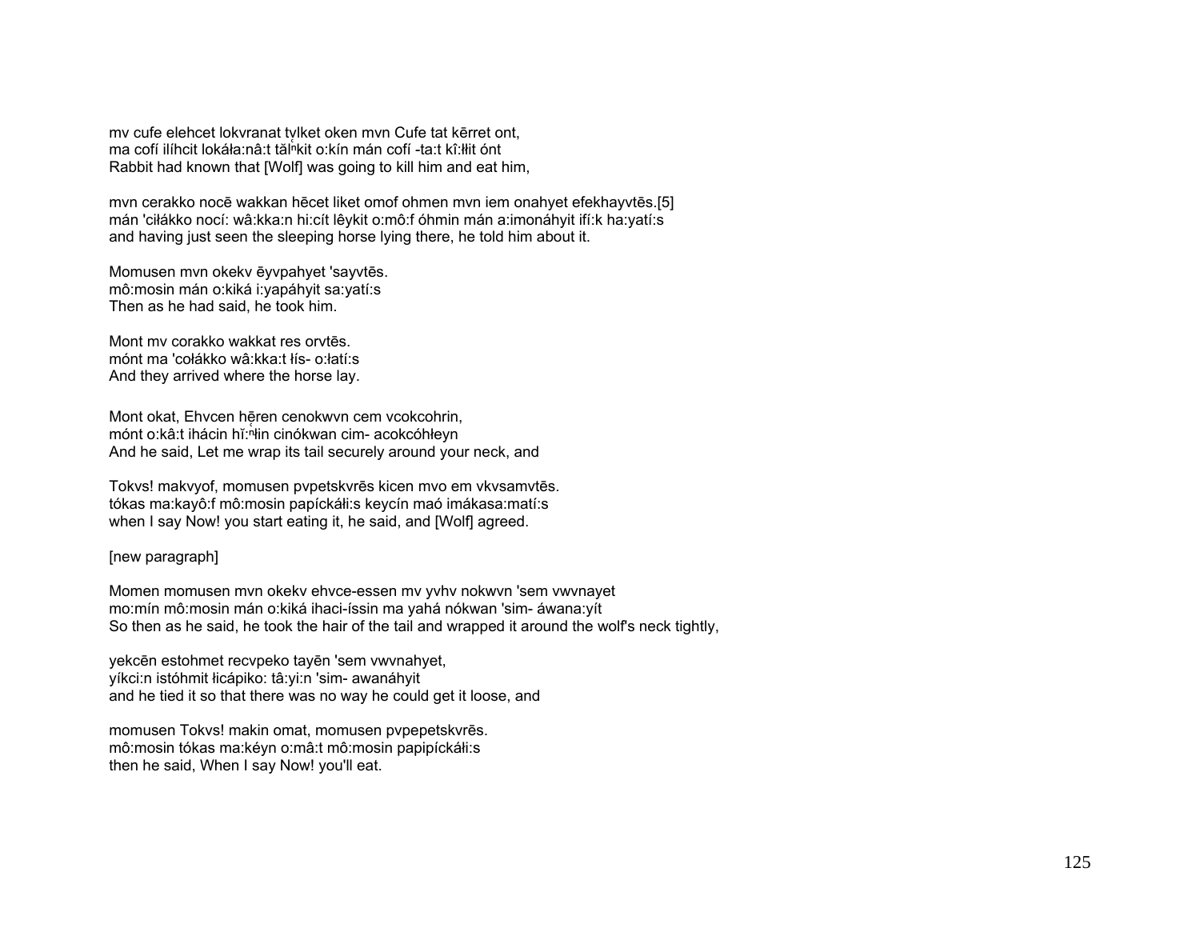mv cufe elehcet lokvranat tv̥lket oken mvn Cufe tat kērret ont,
ma cofí ilíhcit lokáɬa:nâ:t tălⁿkit o:kín mán cofí -ta:t kî:ɬit ónt
Rabbit had known that [Wolf] was going to kill him and eat him,

mvn cerakko nocē wakkan hēcet liket omof ohmen mvn iem onahyet efekhayvtēs.[5]
mán 'ciɬákko nocí: wâ:kka:n hi:cít lêykit o:mô:f óhmin mán a:imonáhyit ifí:k ha:yatí:s
and having just seen the sleeping horse lying there, he told him about it.

Momusen mvn okekv ēyvpahyet 'sayvtēs.
mô:mosin mán o:kiká i:yapáhyit sa:yatí:s
Then as he had said, he took him.

Mont mv corakko wakkat res orvtēs.
mónt ma 'coɬákko wâ:kka:t ɬís- o:ɬatí:s
And they arrived where the horse lay.

Mont okat, Ehvcen hē̜ren cenokwvn cem vcokcohrin,
mónt o:kâ:t ihácin hĭ:ⁿɬin cinókwan cim- acokcóhɬeyn
And he said, Let me wrap its tail securely around your neck, and

Tokvs! makvyof, momusen pvpetskvrēs kicen mvo em vkvsamvtēs.
tókas ma:kayô:f mô:mosin papíckáɬi:s keycín maó imákasa:matí:s
when I say Now! you start eating it, he said, and [Wolf] agreed.

[new paragraph]

Momen momusen mvn okekv ehvce-essen mv yvhv nokwvn 'sem vwvnayet
mo:mín mô:mosin mán o:kiká ihaci-íssin ma yahá nókwan 'sim- áwana:yít
So then as he said, he took the hair of the tail and wrapped it around the wolf's neck tightly,

yekcēn estohmet recvpeko tayēn 'sem vwvnahyet,
yíkci:n istóhmit ɬicápiko: tâ:yi:n 'sim- awanáhyit
and he tied it so that there was no way he could get it loose, and

momusen Tokvs! makin omat, momusen pvpepetskvrēs.
mô:mosin tókas ma:kéyn o:mâ:t mô:mosin papipíckáɬi:s
then he said, When I say Now! you'll eat.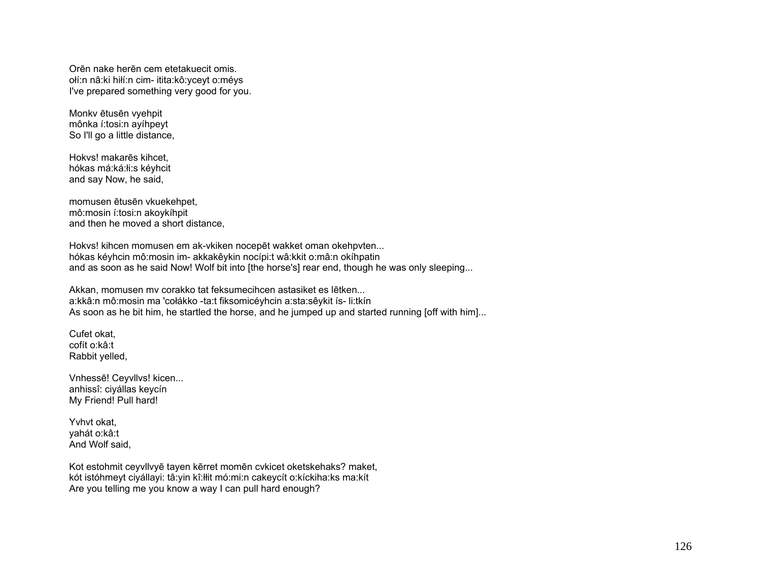Orēn nake herēn cem etetakuecit omis.
ołí:n nâ:ki hiłí:n cim- itita:kô:yceyt o:méys
I've prepared something very good for you.

Monkv ētusēn vyehpit
mônka í:tosi:n ayíhpeyt
So I'll go a little distance,

Hokvs! makarēs kihcet,
hókas má:ká:łi:s kéyhcit
and say Now, he said,

momusen ētusēn vkuekehpet,
mô:mosin í:tosi:n akoykíhpit
and then he moved a short distance,

Hokvs! kihcen momusen em ak-vkiken nocepēt wakket oman okehpvten...
hókas kéyhcin mô:mosin im- akkakêykin nocípi:t wâ:kkit o:mâ:n okíhpatin
and as soon as he said Now! Wolf bit into [the horse's] rear end, though he was only sleeping...

Akkan, momusen mv corakko tat feksumecihcen astasiket es lētken...
a:kkâ:n mô:mosin ma 'cołákko -ta:t fiksomicéyhcin a:sta:sêykit ís- li:tkín
As soon as he bit him, he startled the horse, and he jumped up and started running [off with him]...

Cufet okat,
cofít o:kâ:t
Rabbit yelled,

Vnhessē! Ceyvllvs! kicen...
anhissî: ciyállas keycín
My Friend! Pull hard!

Yvhvt okat,
yahát o:kâ:t
And Wolf said,

Kot estohmit ceyvllvyē tayen kērret momēn cvkicet oketskehaks? maket,
kót istóhmeyt ciyállayi: tâ:yin kî:łłit mó:mi:n cakeycít o:kíckiha:ks ma:kít
Are you telling me you know a way I can pull hard enough?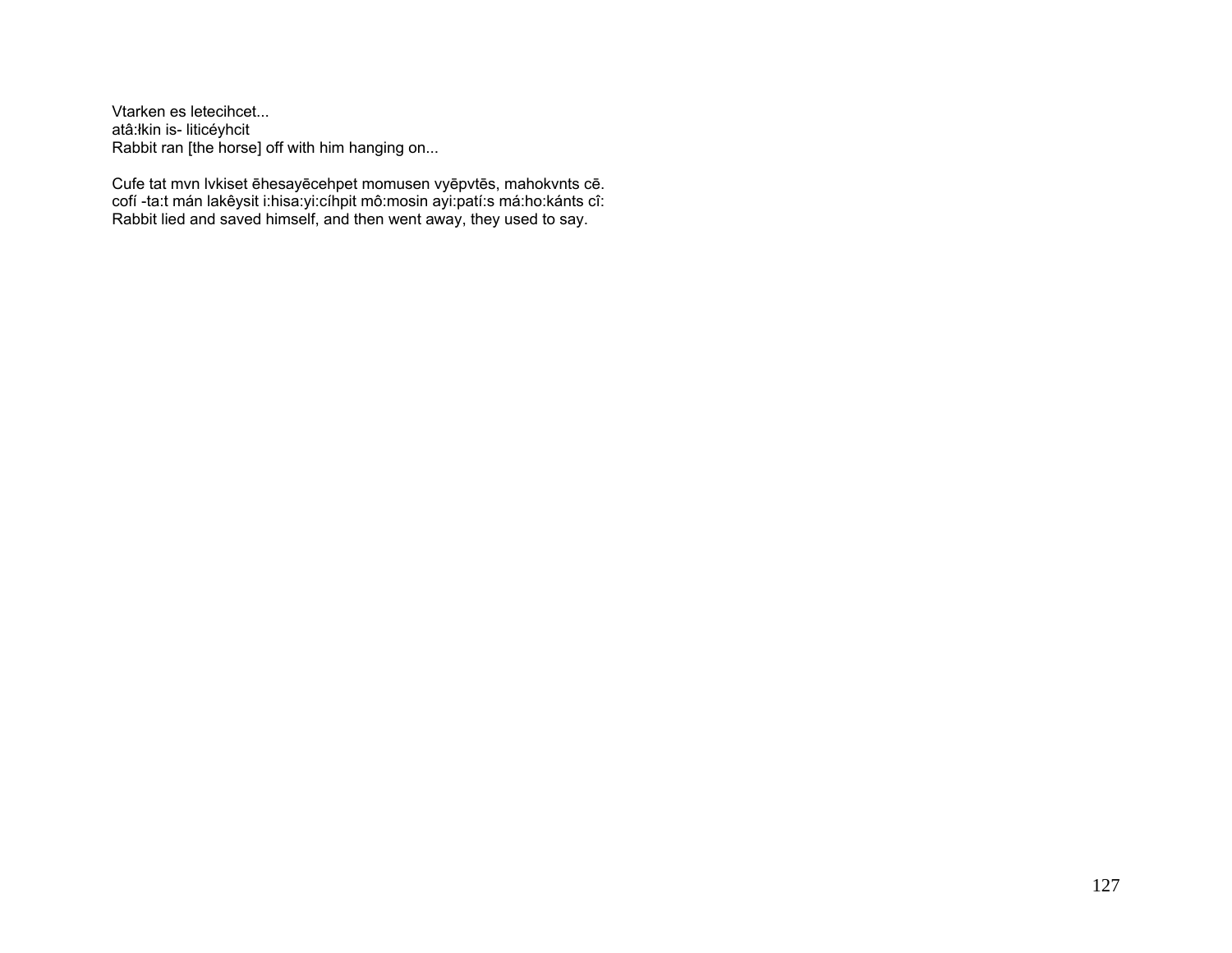Vtarken es letecihcet...
atâ:łkin is- liticéyhcit
Rabbit ran [the horse] off with him hanging on...

Cufe tat mvn lvkiset ēhesayēcehpet momusen vyēpvtēs, mahokvnts cē.
cofí -ta:t mán lakêysit i:hisa:yi:cíhpit mô:mosin ayi:patí:s má:ho:kánts cî:
Rabbit lied and saved himself, and then went away, they used to say.